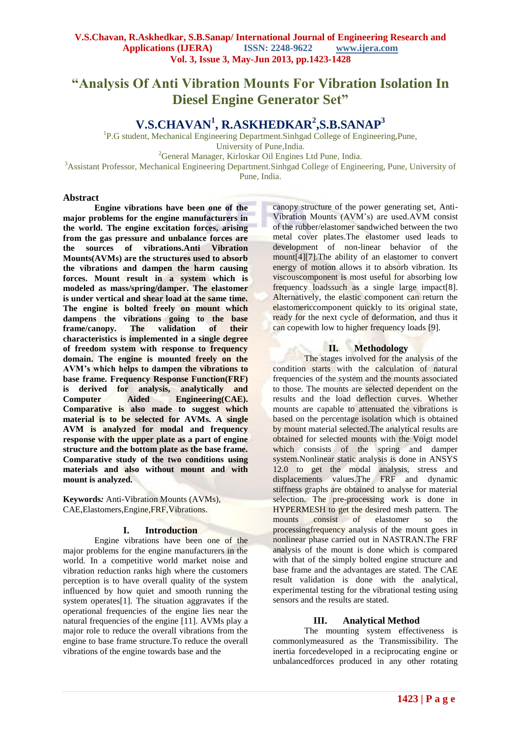# "Analysis Of Anti Vibration Mounts For Vibration Isolation In Diesel Engine Generator Set"

## V.S.CHAVAN[1], R.ASKHEDKAR[2],S.B.SANAP[3]

[1]P.G student, Mechanical Engineering Department.Sinhgad College of Engineering,Pune, University of Pune,India.
[2]General Manager, Kirloskar Oil Engines Ltd Pune, India.
[3]Assistant Professor, Mechanical Engineering Department.Sinhgad College of Engineering, Pune, University of Pune, India.

### Abstract

**Engine vibrations have been one of the major problems for the engine manufacturers in the world. The engine excitation forces, arising from the gas pressure and unbalance forces are the sources of vibrations.Anti Vibration Mounts(AVMs) are the structures used to absorb the vibrations and dampen the harm causing forces. Mount result in a system which is modeled as mass/spring/damper. The elastomer is under vertical and shear load at the same time. The engine is bolted freely on mount which dampens the vibrations going to the base frame/canopy. The validation of their characteristics is implemented in a single degree of freedom system with response to frequency domain. The engine is mounted freely on the AVM's which helps to dampen the vibrations to base frame. Frequency Response Function(FRF) is derived for analysis, analytically and Computer Aided Engineering(CAE). Comparative is also made to suggest which material is to be selected for AVMs. A single AVM is analyzed for modal and frequency response with the upper plate as a part of engine structure and the bottom plate as the base frame. Comparative study of the two conditions using materials and also without mount and with mount is analyzed.**

**Keywords***:* Anti-Vibration Mounts (AVMs), CAE,Elastomers,Engine,FRF,Vibrations.

### I. Introduction

Engine vibrations have been one of the major problems for the engine manufacturers in the world. In a competitive world market noise and vibration reduction ranks high where the customers perception is to have overall quality of the system influenced by how quiet and smooth running the system operates[1]. The situation aggravates if the operational frequencies of the engine lies near the natural frequencies of the engine [11]. AVMs play a major role to reduce the overall vibrations from the engine to base frame structure.To reduce the overall vibrations of the engine towards base and the canopy structure of the power generating set, Anti-Vibration Mounts (AVM's) are used.AVM consist of the rubber/elastomer sandwiched between the two metal cover plates.The elastomer used leads to development of non-linear behavior of the mount[4][7].The ability of an elastomer to convert energy of motion allows it to absorb vibration. Its viscouscomponent is most useful for absorbing low frequency loadssuch as a single large impact[8]. Alternatively, the elastic component can return the elastomericcomponent quickly to its original state, ready for the next cycle of deformation, and thus it can copewith low to higher frequency loads [9].

### II. Methodology

The stages involved for the analysis of the condition starts with the calculation of natural frequencies of the system and the mounts associated to those. The mounts are selected dependent on the results and the load deflection curves. Whether mounts are capable to attenuated the vibrations is based on the percentage isolation which is obtained by mount material selected.The analytical results are obtained for selected mounts with the Voigt model which consists of the spring and damper system.Nonlinear static analysis is done in ANSYS 12.0 to get the modal analysis, stress and displacements values.The FRF and dynamic stiffness graphs are obtained to analyse for material selection. The pre-processing work is done in HYPERMESH to get the desired mesh pattern. The mounts consist of elastomer so the processingfrequency analysis of the mount goes in nonlinear phase carried out in NASTRAN.The FRF analysis of the mount is done which is compared with that of the simply bolted engine structure and base frame and the advantages are stated. The CAE result validation is done with the analytical, experimental testing for the vibrational testing using sensors and the results are stated.

### III. Analytical Method

The mounting system effectiveness is commonlymeasured as the Transmissibility. The inertia forcedeveloped in a reciprocating engine or unbalancedforces produced in any other rotating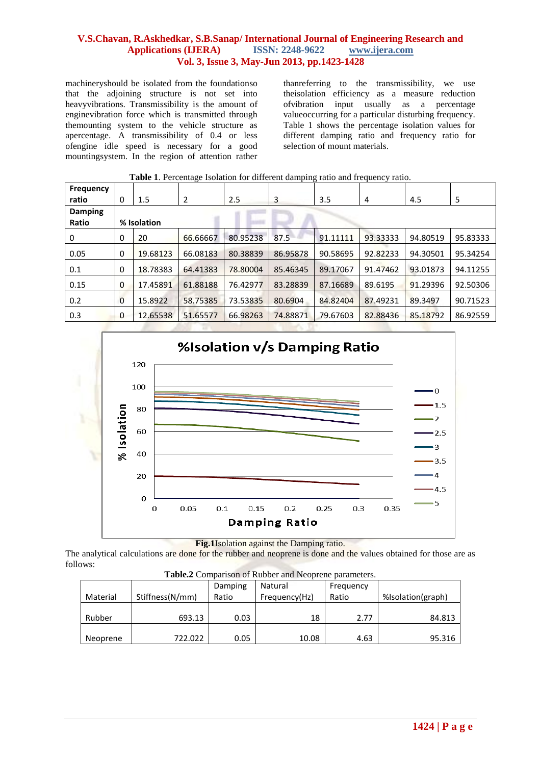machineryshould be isolated from the foundationso that the adjoining structure is not set into heavyvibrations. Transmissibility is the amount of enginevibration force which is transmitted through themounting system to the vehicle structure as apercentage. A transmissibility of 0.4 or less ofengine idle speed is necessary for a good mountingsystem. In the region of attention rather thanreferring to the transmissibility, we use theisolation efficiency as a measure reduction ofvibration input usually as a percentage valueoccurring for a particular disturbing frequency. Table 1 shows the percentage isolation values for different damping ratio and frequency ratio for selection of mount materials.

**Table 1**. Percentage Isolation for different damping ratio and frequency ratio.

| **Frequency ratio** | 0 | 1.5 | 2 | 2.5 | 3 | 3.5 | 4 | 4.5 | 5 |
|---|---|---|---|---|---|---|---|---|---|
| **Damping Ratio** | **% Isolation** | | | | | | | | |
| 0 | 0 | 20 | 66.66667 | 80.95238 | 87.5 | 91.11111 | 93.33333 | 94.80519 | 95.83333 |
| 0.05 | 0 | 19.68123 | 66.08183 | 80.38839 | 86.95878 | 90.58695 | 92.82233 | 94.30501 | 95.34254 |
| 0.1 | 0 | 18.78383 | 64.41383 | 78.80004 | 85.46345 | 89.17067 | 91.47462 | 93.01873 | 94.11255 |
| 0.15 | 0 | 17.45891 | 61.88188 | 76.42977 | 83.28839 | 87.16689 | 89.6195 | 91.29396 | 92.50306 |
| 0.2 | 0 | 15.8922 | 58.75385 | 73.53835 | 80.6904 | 84.82404 | 87.49231 | 89.3497 | 90.71523 |
| 0.3 | 0 | 12.65538 | 51.65577 | 66.98263 | 74.88871 | 79.67603 | 82.88436 | 85.18792 | 86.92559 |

**Fig.1**Isolation against the Damping ratio.

The analytical calculations are done for the rubber and neoprene is done and the values obtained for those are as follows:

**Table.2** Comparison of Rubber and Neoprene parameters.

| Material | Stiffness(N/mm) | Damping Ratio | Natural Frequency(Hz) | Frequency Ratio | %Isolation(graph) |
|---|---|---|---|---|---|
| Rubber | 693.13 | 0.03 | 18 | 2.77 | 84.813 |
| Neoprene | 722.022 | 0.05 | 10.08 | 4.63 | 95.316 |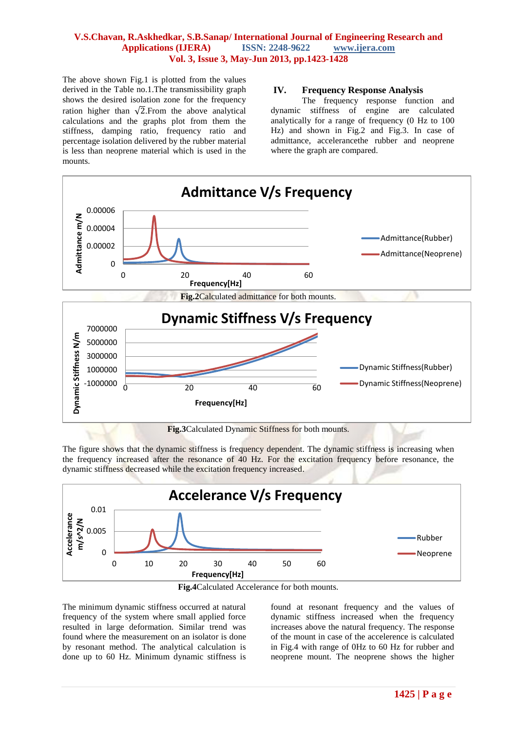The above shown Fig.1 is plotted from the values derived in the Table no.1.The transmissibility graph shows the desired isolation zone for the frequency ration higher than $\sqrt{2}$.From the above analytical calculations and the graphs plot from them the stiffness, damping ratio, frequency ratio and percentage isolation delivered by the rubber material is less than neoprene material which is used in the mounts.

## IV. Frequency Response Analysis

The frequency response function and dynamic stiffness of engine are calculated analytically for a range of frequency (0 Hz to 100 Hz) and shown in Fig.2 and Fig.3. In case of admittance, accelerancethe rubber and neoprene where the graph are compared.

**Fig.2**Calculated admittance for both mounts.

**Fig.3**Calculated Dynamic Stiffness for both mounts.

The figure shows that the dynamic stiffness is frequency dependent. The dynamic stiffness is increasing when the frequency increased after the resonance of 40 Hz. For the excitation frequency before resonance, the dynamic stiffness decreased while the excitation frequency increased.

**Fig.4**Calculated Accelerance for both mounts.

The minimum dynamic stiffness occurred at natural frequency of the system where small applied force resulted in large deformation. Similar trend was found where the measurement on an isolator is done by resonant method. The analytical calculation is done up to 60 Hz. Minimum dynamic stiffness is found at resonant frequency and the values of dynamic stiffness increased when the frequency increases above the natural frequency. The response of the mount in case of the accelerence is calculated in Fig.4 with range of 0Hz to 60 Hz for rubber and neoprene mount. The neoprene shows the higher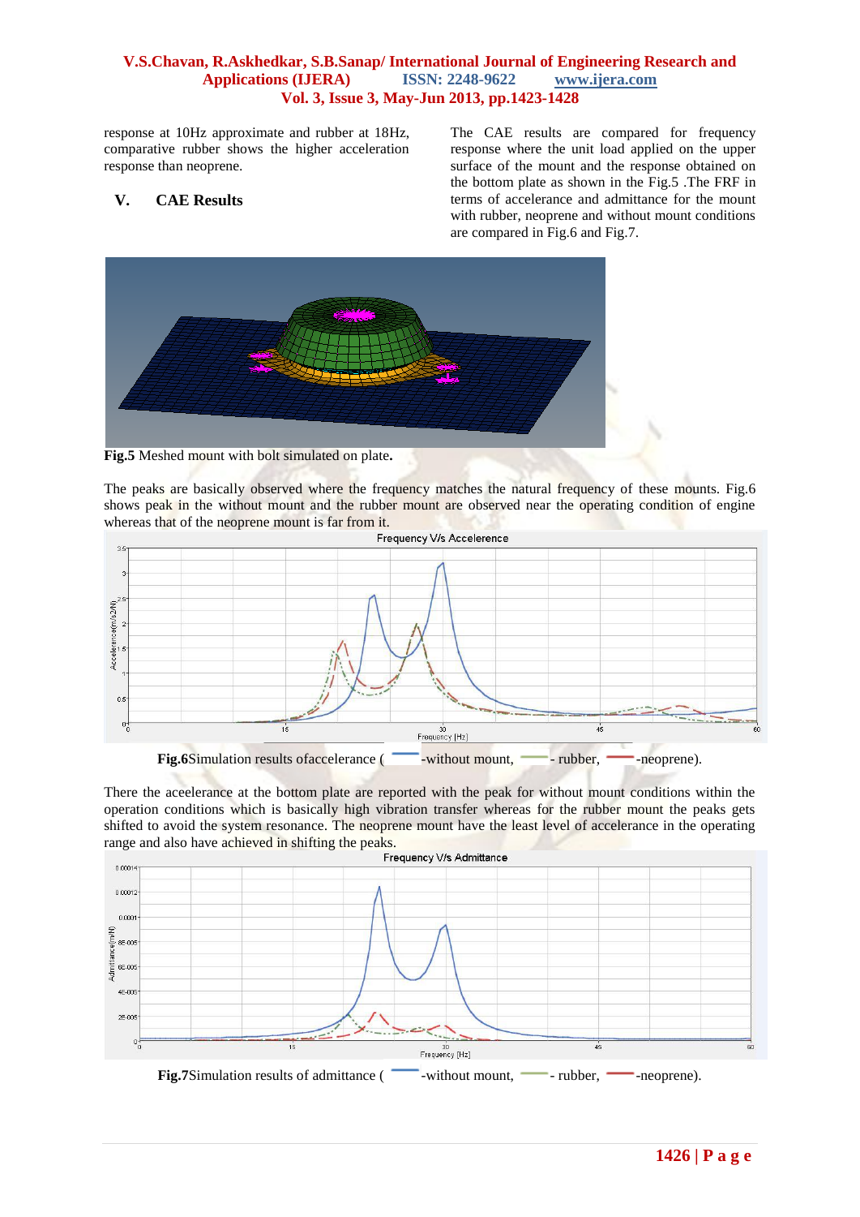response at 10Hz approximate and rubber at 18Hz, comparative rubber shows the higher acceleration response than neoprene.

## V. CAE Results

The CAE results are compared for frequency response where the unit load applied on the upper surface of the mount and the response obtained on the bottom plate as shown in the Fig.5 .The FRF in terms of accelerance and admittance for the mount with rubber, neoprene and without mount conditions are compared in Fig.6 and Fig.7.

**Fig.5** Meshed mount with bolt simulated on plate**.**

The peaks are basically observed where the frequency matches the natural frequency of these mounts. Fig.6 shows peak in the without mount and the rubber mount are observed near the operating condition of engine whereas that of the neoprene mount is far from it.

**Fig.6**Simulation results ofaccelerance ( -without mount, - rubber, -neoprene).

There the aceelerance at the bottom plate are reported with the peak for without mount conditions within the operation conditions which is basically high vibration transfer whereas for the rubber mount the peaks gets shifted to avoid the system resonance. The neoprene mount have the least level of accelerance in the operating range and also have achieved in shifting the peaks.

**Fig.7**Simulation results of admittance ( -without mount, - rubber, -neoprene).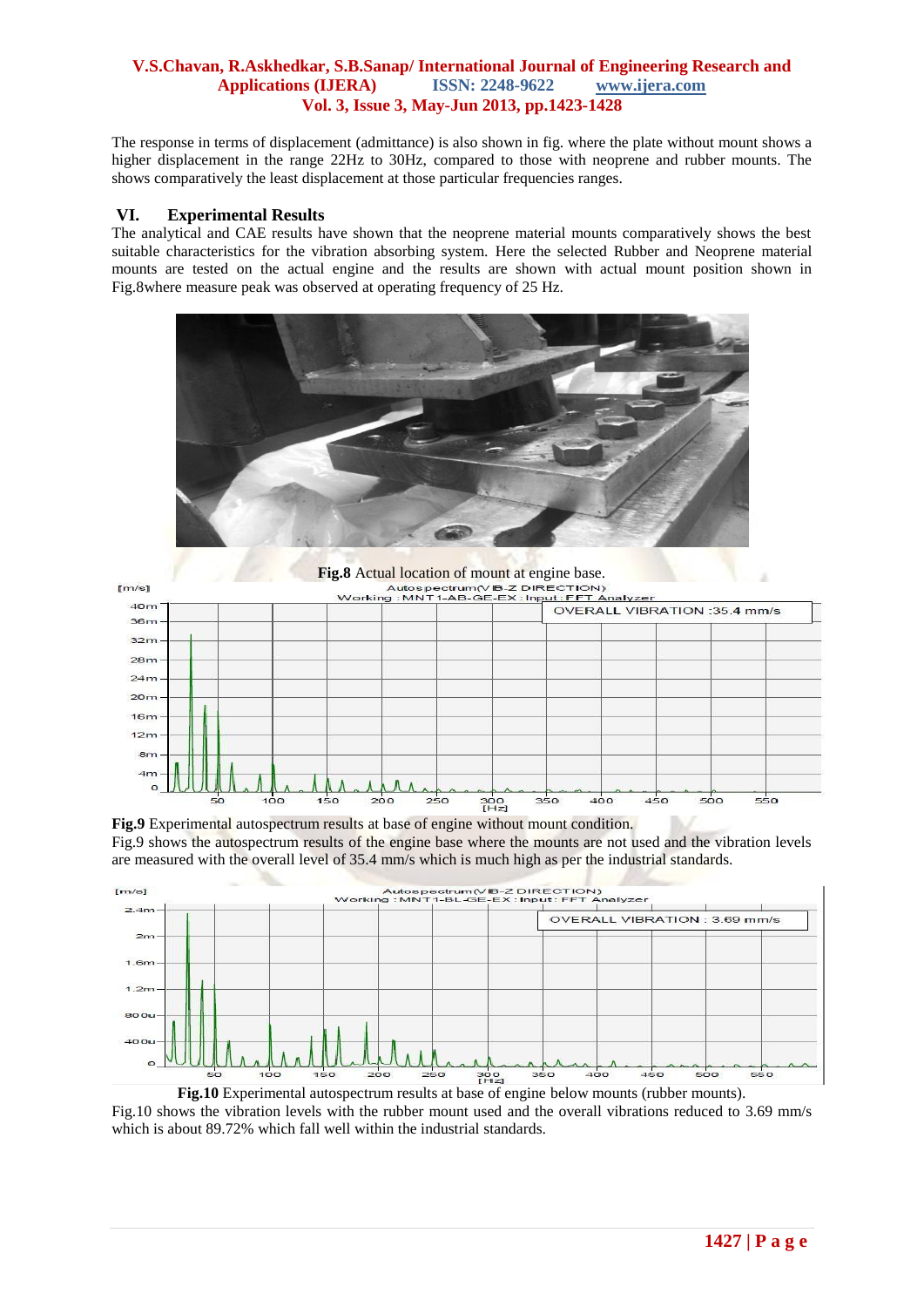The response in terms of displacement (admittance) is also shown in fig. where the plate without mount shows a higher displacement in the range 22Hz to 30Hz, compared to those with neoprene and rubber mounts. The shows comparatively the least displacement at those particular frequencies ranges.

## VI. Experimental Results

The analytical and CAE results have shown that the neoprene material mounts comparatively shows the best suitable characteristics for the vibration absorbing system. Here the selected Rubber and Neoprene material mounts are tested on the actual engine and the results are shown with actual mount position shown in Fig.8where measure peak was observed at operating frequency of 25 Hz.

**Fig.8** Actual location of mount at engine base.

**Fig.9** Experimental autospectrum results at base of engine without mount condition.

Fig.9 shows the autospectrum results of the engine base where the mounts are not used and the vibration levels are measured with the overall level of 35.4 mm/s which is much high as per the industrial standards.

**Fig.10** Experimental autospectrum results at base of engine below mounts (rubber mounts).

Fig.10 shows the vibration levels with the rubber mount used and the overall vibrations reduced to 3.69 mm/s which is about 89.72% which fall well within the industrial standards.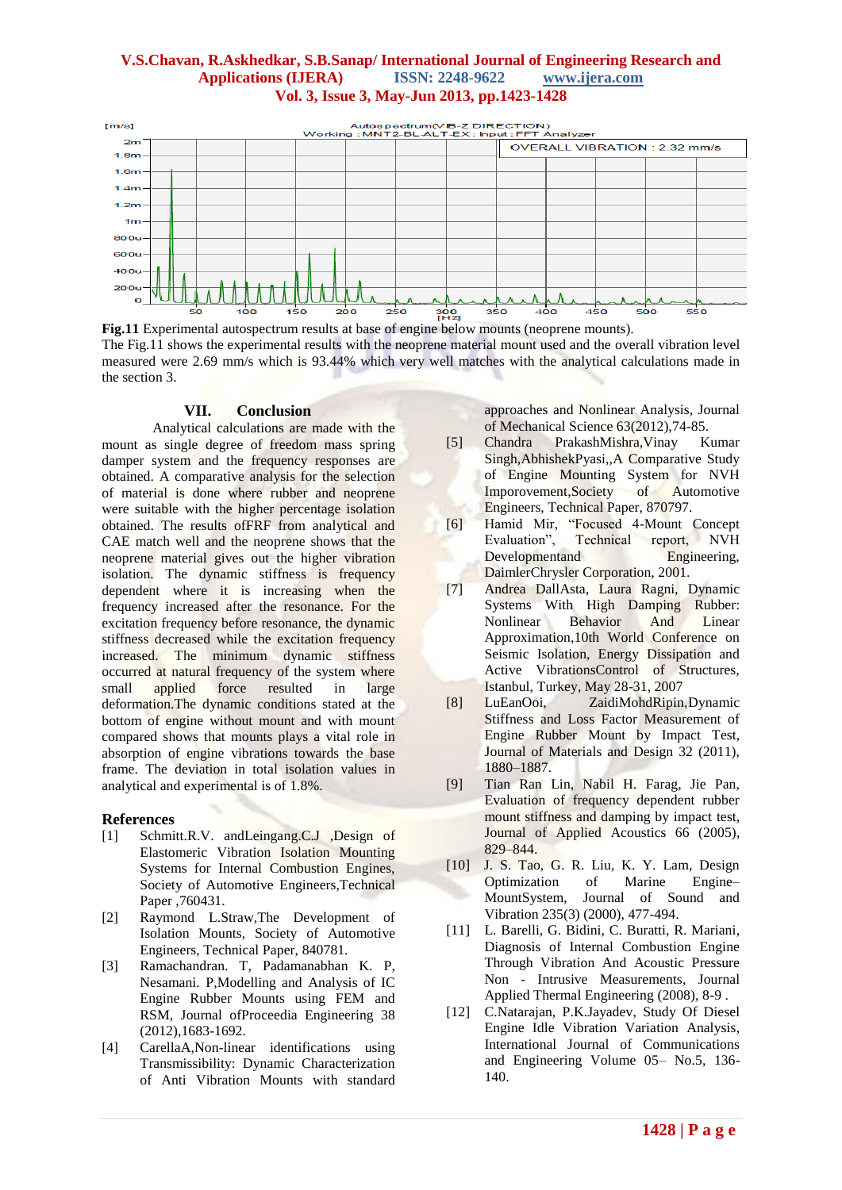[m/s]

Autospectrum(VIB-Z DIRECTION)
Working : MNT2-BL-ALT-EX : Input : FFT Analyzer

OVERALL VIBRATION : 2.32 mm/s

2m
1.8m
1.6m
1.4m
1.2m
1m
800u
600u
400u
200u
0

50 100 150 200 250 300 350 400 450 500 550
[Hz]

**Fig.11** Experimental autospectrum results at base of engine below mounts (neoprene mounts).

The Fig.11 shows the experimental results with the neoprene material mount used and the overall vibration level measured were 2.69 mm/s which is 93.44% which very well matches with the analytical calculations made in the section 3.

## VII. Conclusion

Analytical calculations are made with the mount as single degree of freedom mass spring damper system and the frequency responses are obtained. A comparative analysis for the selection of material is done where rubber and neoprene were suitable with the higher percentage isolation obtained. The results ofFRF from analytical and CAE match well and the neoprene shows that the neoprene material gives out the higher vibration isolation. The dynamic stiffness is frequency dependent where it is increasing when the frequency increased after the resonance. For the excitation frequency before resonance, the dynamic stiffness decreased while the excitation frequency increased. The minimum dynamic stiffness occurred at natural frequency of the system where small applied force resulted in large deformation.The dynamic conditions stated at the bottom of engine without mount and with mount compared shows that mounts plays a vital role in absorption of engine vibrations towards the base frame. The deviation in total isolation values in analytical and experimental is of 1.8%.

## References

[1] Schmitt.R.V. andLeingang.C.J ,Design of Elastomeric Vibration Isolation Mounting Systems for Internal Combustion Engines, Society of Automotive Engineers,Technical Paper ,760431.

[2] Raymond L.Straw,The Development of Isolation Mounts, Society of Automotive Engineers, Technical Paper, 840781.

[3] Ramachandran. T, Padamanabhan K. P, Nesamani. P,Modelling and Analysis of IC Engine Rubber Mounts using FEM and RSM, Journal ofProceedia Engineering 38 (2012),1683-1692.

[4] CarellaA,Non-linear identifications using Transmissibility: Dynamic Characterization of Anti Vibration Mounts with standard approaches and Nonlinear Analysis, Journal of Mechanical Science 63(2012),74-85.

[5] Chandra PrakashMishra,Vinay Kumar Singh,AbhishekPyasi,,A Comparative Study of Engine Mounting System for NVH Imporovement,Society of Automotive Engineers, Technical Paper, 870797.

[6] Hamid Mir, "Focused 4-Mount Concept Evaluation", Technical report, NVH Developmentand Engineering, DaimlerChrysler Corporation, 2001.

[7] Andrea DallAsta, Laura Ragni, Dynamic Systems With High Damping Rubber: Nonlinear Behavior And Linear Approximation,10th World Conference on Seismic Isolation, Energy Dissipation and Active VibrationsControl of Structures, Istanbul, Turkey, May 28-31, 2007

[8] LuEanOoi, ZaidiMohdRipin,Dynamic Stiffness and Loss Factor Measurement of Engine Rubber Mount by Impact Test, Journal of Materials and Design 32 (2011), 1880–1887.

[9] Tian Ran Lin, Nabil H. Farag, Jie Pan, Evaluation of frequency dependent rubber mount stiffness and damping by impact test, Journal of Applied Acoustics 66 (2005), 829–844.

[10] J. S. Tao, G. R. Liu, K. Y. Lam, Design Optimization of Marine Engine–MountSystem, Journal of Sound and Vibration 235(3) (2000), 477-494.

[11] L. Barelli, G. Bidini, C. Buratti, R. Mariani, Diagnosis of Internal Combustion Engine Through Vibration And Acoustic Pressure Non - Intrusive Measurements, Journal Applied Thermal Engineering (2008), 8-9 .

[12] C.Natarajan, P.K.Jayadev, Study Of Diesel Engine Idle Vibration Variation Analysis, International Journal of Communications and Engineering Volume 05– No.5, 136-140.